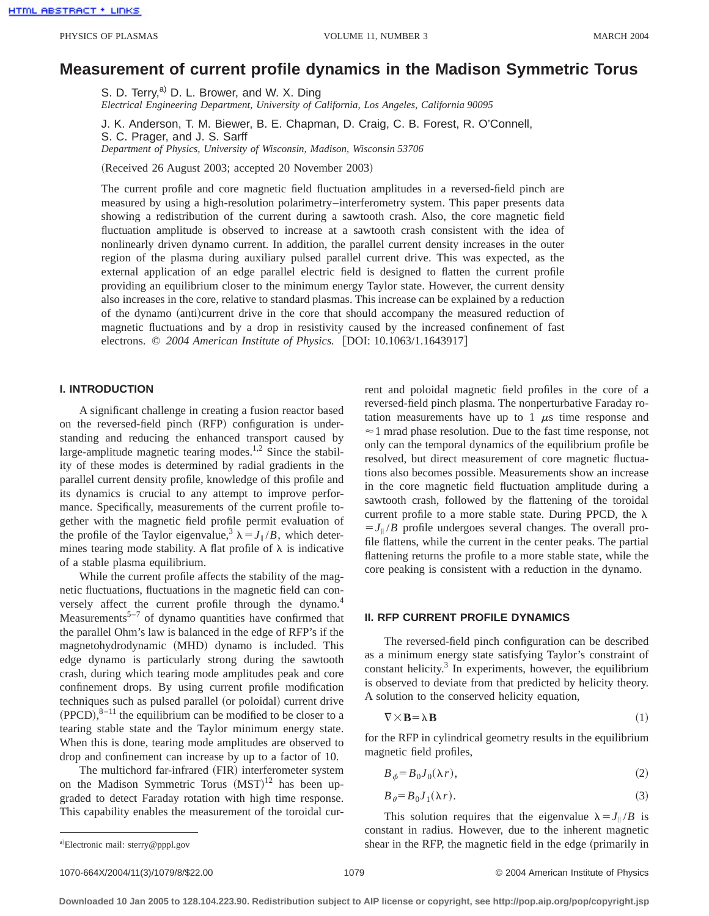# Measurement of current profile dynamics in the Madison Symmetric Torus

S. D. Terry,[a] D. L. Brower, and W. X. Ding
*Electrical Engineering Department, University of California, Los Angeles, California 90095*

J. K. Anderson, T. M. Biewer, B. E. Chapman, D. Craig, C. B. Forest, R. O'Connell, S. C. Prager, and J. S. Sarff
*Department of Physics, University of Wisconsin, Madison, Wisconsin 53706*

(Received 26 August 2003; accepted 20 November 2003)

The current profile and core magnetic field fluctuation amplitudes in a reversed-field pinch are measured by using a high-resolution polarimetry–interferometry system. This paper presents data showing a redistribution of the current during a sawtooth crash. Also, the core magnetic field fluctuation amplitude is observed to increase at a sawtooth crash consistent with the idea of nonlinearly driven dynamo current. In addition, the parallel current density increases in the outer region of the plasma during auxiliary pulsed parallel current drive. This was expected, as the external application of an edge parallel electric field is designed to flatten the current profile providing an equilibrium closer to the minimum energy Taylor state. However, the current density also increases in the core, relative to standard plasmas. This increase can be explained by a reduction of the dynamo (anti)current drive in the core that should accompany the measured reduction of magnetic fluctuations and by a drop in resistivity caused by the increased confinement of fast electrons. © *2004 American Institute of Physics.* [DOI: 10.1063/1.1643917]

## I. INTRODUCTION

A significant challenge in creating a fusion reactor based on the reversed-field pinch (RFP) configuration is understanding and reducing the enhanced transport caused by large-amplitude magnetic tearing modes.[1,2] Since the stability of these modes is determined by radial gradients in the parallel current density profile, knowledge of this profile and its dynamics is crucial to any attempt to improve performance. Specifically, measurements of the current profile together with the magnetic field profile permit evaluation of the profile of the Taylor eigenvalue,[3] $\lambda = J_{\parallel}/B$, which determines tearing mode stability. A flat profile of $\lambda$ is indicative of a stable plasma equilibrium.

While the current profile affects the stability of the magnetic fluctuations, fluctuations in the magnetic field can conversely affect the current profile through the dynamo.[4] Measurements[5–7] of dynamo quantities have confirmed that the parallel Ohm's law is balanced in the edge of RFP's if the magnetohydrodynamic (MHD) dynamo is included. This edge dynamo is particularly strong during the sawtooth crash, during which tearing mode amplitudes peak and core confinement drops. By using current profile modification techniques such as pulsed parallel (or poloidal) current drive (PPCD),[8–11] the equilibrium can be modified to be closer to a tearing stable state and the Taylor minimum energy state. When this is done, tearing mode amplitudes are observed to drop and confinement can increase by up to a factor of 10.

The multichord far-infrared (FIR) interferometer system on the Madison Symmetric Torus (MST)[12] has been upgraded to detect Faraday rotation with high time response. This capability enables the measurement of the toroidal current and poloidal magnetic field profiles in the core of a reversed-field pinch plasma. The nonperturbative Faraday rotation measurements have up to 1 $\mu$s time response and $\approx$1 mrad phase resolution. Due to the fast time response, not only can the temporal dynamics of the equilibrium profile be resolved, but direct measurement of core magnetic fluctuations also becomes possible. Measurements show an increase in the core magnetic field fluctuation amplitude during a sawtooth crash, followed by the flattening of the toroidal current profile to a more stable state. During PPCD, the $\lambda = J_{\parallel}/B$ profile undergoes several changes. The overall profile flattens, while the current in the center peaks. The partial flattening returns the profile to a more stable state, while the core peaking is consistent with a reduction in the dynamo.

## II. RFP CURRENT PROFILE DYNAMICS

The reversed-field pinch configuration can be described as a minimum energy state satisfying Taylor's constraint of constant helicity.[3] In experiments, however, the equilibrium is observed to deviate from that predicted by helicity theory. A solution to the conserved helicity equation,

$$\nabla \times \mathbf{B} = \lambda \mathbf{B} \tag{1}$$

for the RFP in cylindrical geometry results in the equilibrium magnetic field profiles,

$$B_{\phi} = B_0 J_0(\lambda r), \tag{2}$$

$$B_{\theta} = B_0 J_1(\lambda r). \tag{3}$$

This solution requires that the eigenvalue $\lambda = J_{\parallel}/B$ is constant in radius. However, due to the inherent magnetic shear in the RFP, the magnetic field in the edge (primarily in

[a] Electronic mail: sterry@pppl.gov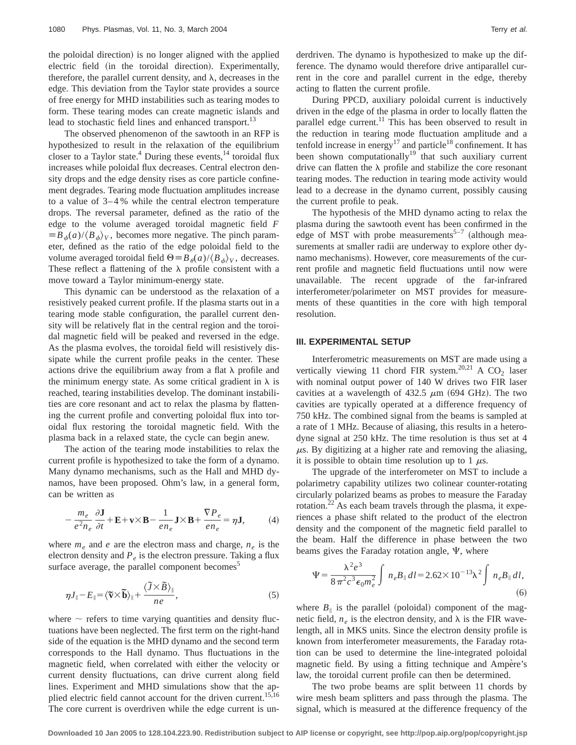the poloidal direction) is no longer aligned with the applied electric field (in the toroidal direction). Experimentally, therefore, the parallel current density, and $\lambda$, decreases in the edge. This deviation from the Taylor state provides a source of free energy for MHD instabilities such as tearing modes to form. These tearing modes can create magnetic islands and lead to stochastic field lines and enhanced transport.[13]

The observed phenomenon of the sawtooth in an RFP is hypothesized to result in the relaxation of the equilibrium closer to a Taylor state.[4] During these events,[14] toroidal flux increases while poloidal flux decreases. Central electron density drops and the edge density rises as core particle confinement degrades. Tearing mode fluctuation amplitudes increase to a value of 3–4% while the central electron temperature drops. The reversal parameter, defined as the ratio of the edge to the volume averaged toroidal magnetic field $F \equiv B_\phi(a)/\langle B_\phi \rangle_V$, becomes more negative. The pinch parameter, defined as the ratio of the edge poloidal field to the volume averaged toroidal field $\Theta \equiv B_\theta(a)/\langle B_\phi \rangle_V$, decreases. These reflect a flattening of the $\lambda$ profile consistent with a move toward a Taylor minimum-energy state.

This dynamic can be understood as the relaxation of a resistively peaked current profile. If the plasma starts out in a tearing mode stable configuration, the parallel current density will be relatively flat in the central region and the toroidal magnetic field will be peaked and reversed in the edge. As the plasma evolves, the toroidal field will resistively dissipate while the current profile peaks in the center. These actions drive the equilibrium away from a flat $\lambda$ profile and the minimum energy state. As some critical gradient in $\lambda$ is reached, tearing instabilities develop. The dominant instabilities are core resonant and act to relax the plasma by flattening the current profile and converting poloidal flux into toroidal flux restoring the toroidal magnetic field. With the plasma back in a relaxed state, the cycle can begin anew.

The action of the tearing mode instabilities to relax the current profile is hypothesized to take the form of a dynamo. Many dynamo mechanisms, such as the Hall and MHD dynamos, have been proposed. Ohm's law, in a general form, can be written as

$$-\frac{m_e}{e^2 n_e}\frac{\partial \mathbf{J}}{\partial t} + \mathbf{E} + \mathbf{v}\times\mathbf{B} - \frac{1}{en_e}\mathbf{J}\times\mathbf{B} + \frac{\nabla P_e}{en_e} = \eta \mathbf{J}, \tag{4}$$

where $m_e$ and $e$ are the electron mass and charge, $n_e$ is the electron density and $P_e$ is the electron pressure. Taking a flux surface average, the parallel component becomes[5]

$$\eta J_\parallel - E_\parallel = \langle \tilde{\mathbf{v}} \times \tilde{\mathbf{b}} \rangle_\parallel + \frac{\langle \tilde{J} \times \tilde{B} \rangle_\parallel}{ne}, \tag{5}$$

where $\sim$ refers to time varying quantities and density fluctuations have been neglected. The first term on the right-hand side of the equation is the MHD dynamo and the second term corresponds to the Hall dynamo. Thus fluctuations in the magnetic field, when correlated with either the velocity or current density fluctuations, can drive current along field lines. Experiment and MHD simulations show that the applied electric field cannot account for the driven current.[15,16] The core current is overdriven while the edge current is underdriven. The dynamo is hypothesized to make up the difference. The dynamo would therefore drive antiparallel current in the core and parallel current in the edge, thereby acting to flatten the current profile.

During PPCD, auxiliary poloidal current is inductively driven in the edge of the plasma in order to locally flatten the parallel edge current.[11] This has been observed to result in the reduction in tearing mode fluctuation amplitude and a tenfold increase in energy[17] and particle[18] confinement. It has been shown computationally[19] that such auxiliary current drive can flatten the $\lambda$ profile and stabilize the core resonant tearing modes. The reduction in tearing mode activity would lead to a decrease in the dynamo current, possibly causing the current profile to peak.

The hypothesis of the MHD dynamo acting to relax the plasma during the sawtooth event has been confirmed in the edge of MST with probe measurements[5–7] (although measurements at smaller radii are underway to explore other dynamo mechanisms). However, core measurements of the current profile and magnetic field fluctuations until now were unavailable. The recent upgrade of the far-infrared interferometer/polarimeter on MST provides for measurements of these quantities in the core with high temporal resolution.

## III. EXPERIMENTAL SETUP

Interferometric measurements on MST are made using a vertically viewing 11 chord FIR system.[20,21] A $CO_2$ laser with nominal output power of 140 W drives two FIR laser cavities at a wavelength of 432.5 $\mu$m (694 GHz). The two cavities are typically operated at a difference frequency of 750 kHz. The combined signal from the beams is sampled at a rate of 1 MHz. Because of aliasing, this results in a heterodyne signal at 250 kHz. The time resolution is thus set at 4 $\mu$s. By digitizing at a higher rate and removing the aliasing, it is possible to obtain time resolution up to 1 $\mu$s.

The upgrade of the interferometer on MST to include a polarimetry capability utilizes two colinear counter-rotating circularly polarized beams as probes to measure the Faraday rotation.[22] As each beam travels through the plasma, it experiences a phase shift related to the product of the electron density and the component of the magnetic field parallel to the beam. Half the difference in phase between the two beams gives the Faraday rotation angle, $\Psi$, where

$$\Psi = \frac{\lambda^2 e^3}{8\pi^2 c^3 \epsilon_0 m_e^2}\int n_e B_\parallel \, dl = 2.62\times 10^{-13}\lambda^2 \int n_e B_\parallel \, dl, \tag{6}$$

where $B_\parallel$ is the parallel (poloidal) component of the magnetic field, $n_e$ is the electron density, and $\lambda$ is the FIR wavelength, all in MKS units. Since the electron density profile is known from interferometer measurements, the Faraday rotation can be used to determine the line-integrated poloidal magnetic field. By using a fitting technique and Ampère's law, the toroidal current profile can then be determined.

The two probe beams are split between 11 chords by wire mesh beam splitters and pass through the plasma. The signal, which is measured at the difference frequency of the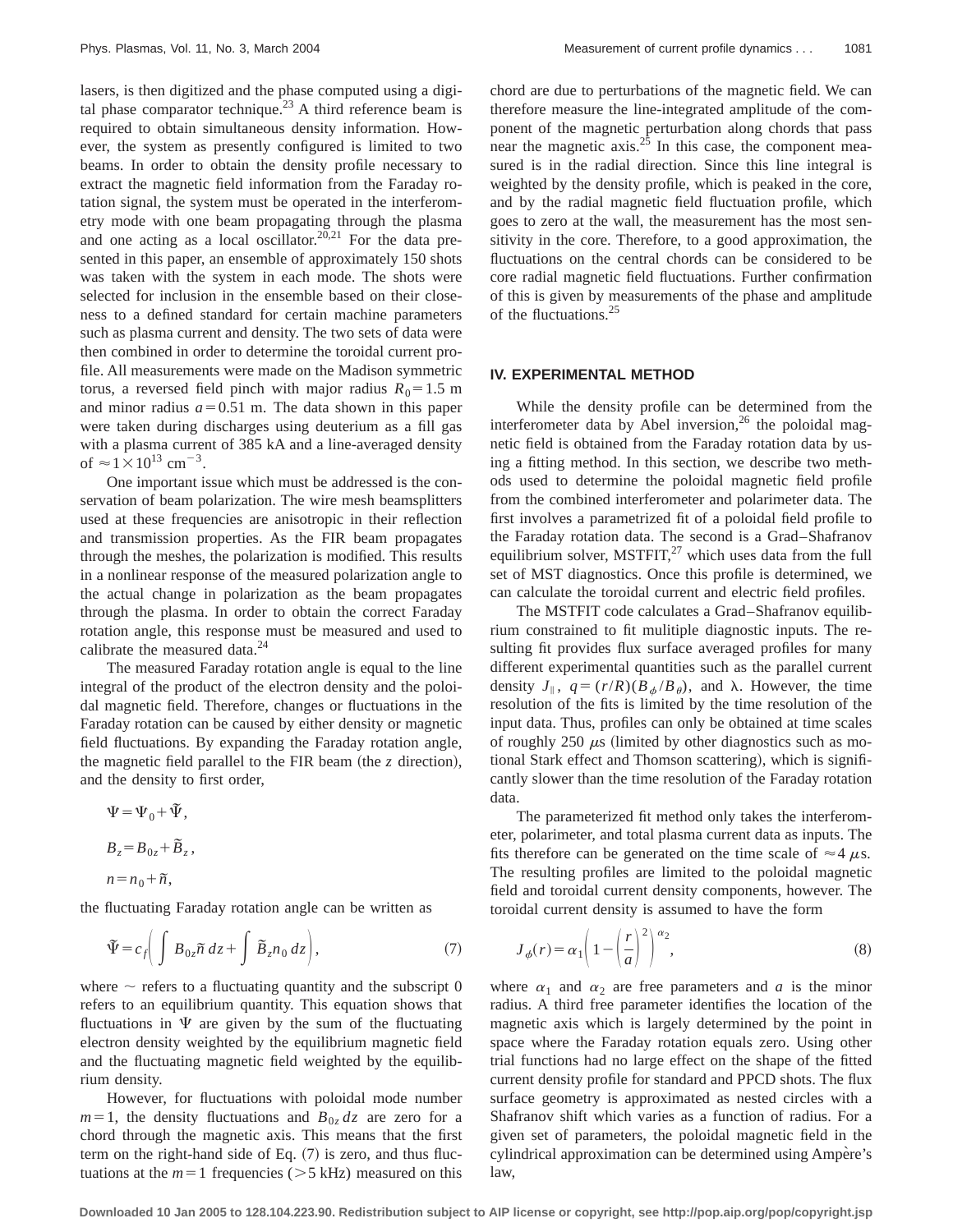lasers, is then digitized and the phase computed using a digital phase comparator technique.[23] A third reference beam is required to obtain simultaneous density information. However, the system as presently configured is limited to two beams. In order to obtain the density profile necessary to extract the magnetic field information from the Faraday rotation signal, the system must be operated in the interferometry mode with one beam propagating through the plasma and one acting as a local oscillator.[20,21] For the data presented in this paper, an ensemble of approximately 150 shots was taken with the system in each mode. The shots were selected for inclusion in the ensemble based on their closeness to a defined standard for certain machine parameters such as plasma current and density. The two sets of data were then combined in order to determine the toroidal current profile. All measurements were made on the Madison symmetric torus, a reversed field pinch with major radius $R_0 = 1.5$ m and minor radius $a = 0.51$ m. The data shown in this paper were taken during discharges using deuterium as a fill gas with a plasma current of 385 kA and a line-averaged density of $\approx 1 \times 10^{13}$ cm$^{-3}$.

One important issue which must be addressed is the conservation of beam polarization. The wire mesh beamsplitters used at these frequencies are anisotropic in their reflection and transmission properties. As the FIR beam propagates through the meshes, the polarization is modified. This results in a nonlinear response of the measured polarization angle to the actual change in polarization as the beam propagates through the plasma. In order to obtain the correct Faraday rotation angle, this response must be measured and used to calibrate the measured data.[24]

The measured Faraday rotation angle is equal to the line integral of the product of the electron density and the poloidal magnetic field. Therefore, changes or fluctuations in the Faraday rotation can be caused by either density or magnetic field fluctuations. By expanding the Faraday rotation angle, the magnetic field parallel to the FIR beam (the $z$ direction), and the density to first order,

$$\Psi = \Psi_0 + \tilde{\Psi},$$

$$B_z = B_{0z} + \tilde{B}_z,$$

$$n = n_0 + \tilde{n},$$

the fluctuating Faraday rotation angle can be written as

$$\tilde{\Psi} = c_f \left( \int B_{0z} \tilde{n}\, dz + \int \tilde{B}_z n_0\, dz \right), \tag{7}$$

where $\sim$ refers to a fluctuating quantity and the subscript 0 refers to an equilibrium quantity. This equation shows that fluctuations in $\Psi$ are given by the sum of the fluctuating electron density weighted by the equilibrium magnetic field and the fluctuating magnetic field weighted by the equilibrium density.

However, for fluctuations with poloidal mode number $m = 1$, the density fluctuations and $B_{0z}\, dz$ are zero for a chord through the magnetic axis. This means that the first term on the right-hand side of Eq. (7) is zero, and thus fluctuations at the $m = 1$ frequencies ($> 5$ kHz) measured on this chord are due to perturbations of the magnetic field. We can therefore measure the line-integrated amplitude of the component of the magnetic perturbation along chords that pass near the magnetic axis.[25] In this case, the component measured is in the radial direction. Since this line integral is weighted by the density profile, which is peaked in the core, and by the radial magnetic field fluctuation profile, which goes to zero at the wall, the measurement has the most sensitivity in the core. Therefore, to a good approximation, the fluctuations on the central chords can be considered to be core radial magnetic field fluctuations. Further confirmation of this is given by measurements of the phase and amplitude of the fluctuations.[25]

## IV. EXPERIMENTAL METHOD

While the density profile can be determined from the interferometer data by Abel inversion,[26] the poloidal magnetic field is obtained from the Faraday rotation data by using a fitting method. In this section, we describe two methods used to determine the poloidal magnetic field profile from the combined interferometer and polarimeter data. The first involves a parametrized fit of a poloidal field profile to the Faraday rotation data. The second is a Grad–Shafranov equilibrium solver, MSTFIT,[27] which uses data from the full set of MST diagnostics. Once this profile is determined, we can calculate the toroidal current and electric field profiles.

The MSTFIT code calculates a Grad–Shafranov equilibrium constrained to fit mulitiple diagnostic inputs. The resulting fit provides flux surface averaged profiles for many different experimental quantities such as the parallel current density $J_\parallel$, $q = (r/R)(B_\phi / B_\theta)$, and $\lambda$. However, the time resolution of the fits is limited by the time resolution of the input data. Thus, profiles can only be obtained at time scales of roughly 250 $\mu$s (limited by other diagnostics such as motional Stark effect and Thomson scattering), which is significantly slower than the time resolution of the Faraday rotation data.

The parameterized fit method only takes the interferometer, polarimeter, and total plasma current data as inputs. The fits therefore can be generated on the time scale of $\approx 4$ $\mu$s. The resulting profiles are limited to the poloidal magnetic field and toroidal current density components, however. The toroidal current density is assumed to have the form

$$J_\phi(r) = \alpha_1 \left( 1 - \left( \frac{r}{a} \right)^2 \right)^{\alpha_2}, \tag{8}$$

where $\alpha_1$ and $\alpha_2$ are free parameters and $a$ is the minor radius. A third free parameter identifies the location of the magnetic axis which is largely determined by the point in space where the Faraday rotation equals zero. Using other trial functions had no large effect on the shape of the fitted current density profile for standard and PPCD shots. The flux surface geometry is approximated as nested circles with a Shafranov shift which varies as a function of radius. For a given set of parameters, the poloidal magnetic field in the cylindrical approximation can be determined using Ampère's law,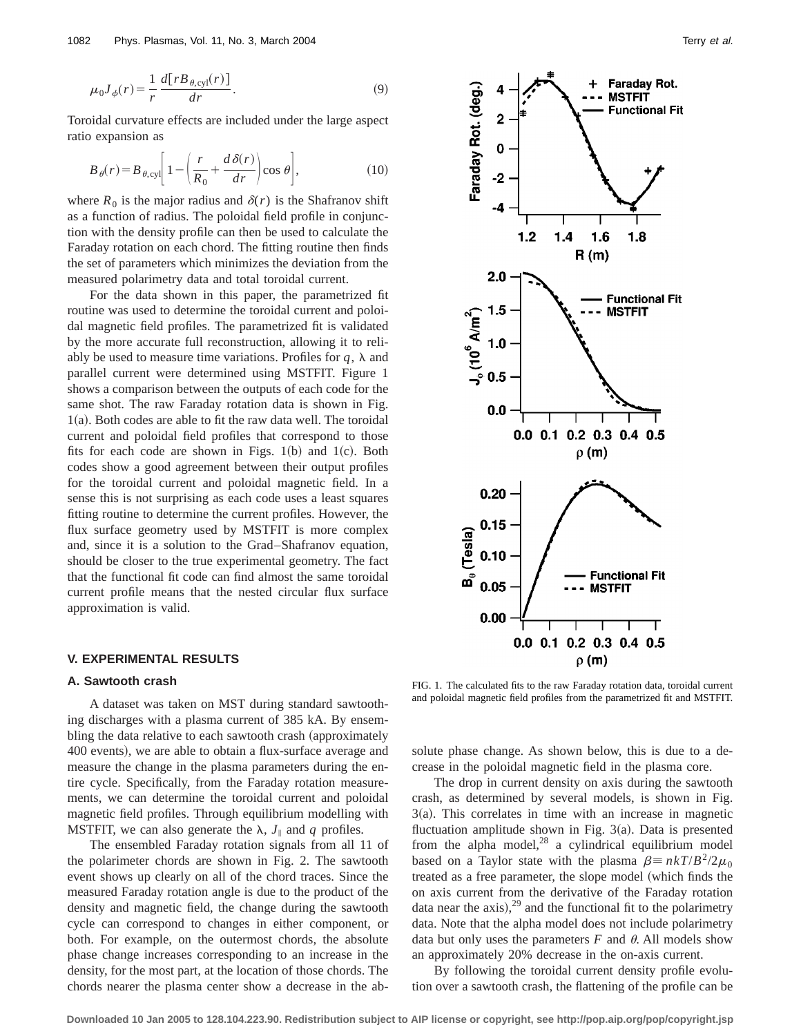$$\mu_0 J_\phi(r) = \frac{1}{r}\frac{d[rB_{\theta,\mathrm{cyl}}(r)]}{dr}. \tag{9}$$

Toroidal curvature effects are included under the large aspect ratio expansion as

$$B_\theta(r) = B_{\theta,\mathrm{cyl}}\left[1 - \left(\frac{r}{R_0} + \frac{d\delta(r)}{dr}\right)\cos\theta\right], \tag{10}$$

where $R_0$ is the major radius and $\delta(r)$ is the Shafranov shift as a function of radius. The poloidal field profile in conjunction with the density profile can then be used to calculate the Faraday rotation on each chord. The fitting routine then finds the set of parameters which minimizes the deviation from the measured polarimetry data and total toroidal current.

For the data shown in this paper, the parametrized fit routine was used to determine the toroidal current and poloidal magnetic field profiles. The parametrized fit is validated by the more accurate full reconstruction, allowing it to reliably be used to measure time variations. Profiles for $q$, $\lambda$ and parallel current were determined using MSTFIT. Figure 1 shows a comparison between the outputs of each code for the same shot. The raw Faraday rotation data is shown in Fig. 1(a). Both codes are able to fit the raw data well. The toroidal current and poloidal field profiles that correspond to those fits for each code are shown in Figs. 1(b) and 1(c). Both codes show a good agreement between their output profiles for the toroidal current and poloidal magnetic field. In a sense this is not surprising as each code uses a least squares fitting routine to determine the current profiles. However, the flux surface geometry used by MSTFIT is more complex and, since it is a solution to the Grad–Shafranov equation, should be closer to the true experimental geometry. The fact that the functional fit code can find almost the same toroidal current profile means that the nested circular flux surface approximation is valid.

FIG. 1. The calculated fits to the raw Faraday rotation data, toroidal current and poloidal magnetic field profiles from the parametrized fit and MSTFIT.

## V. EXPERIMENTAL RESULTS

### A. Sawtooth crash

A dataset was taken on MST during standard sawtoothing discharges with a plasma current of 385 kA. By ensembling the data relative to each sawtooth crash (approximately 400 events), we are able to obtain a flux-surface average and measure the change in the plasma parameters during the entire cycle. Specifically, from the Faraday rotation measurements, we can determine the toroidal current and poloidal magnetic field profiles. Through equilibrium modelling with MSTFIT, we can also generate the $\lambda$, $J_\parallel$ and $q$ profiles.

The ensembled Faraday rotation signals from all 11 of the polarimeter chords are shown in Fig. 2. The sawtooth event shows up clearly on all of the chord traces. Since the measured Faraday rotation angle is due to the product of the density and magnetic field, the change during the sawtooth cycle can correspond to changes in either component, or both. For example, on the outermost chords, the absolute phase change increases corresponding to an increase in the density, for the most part, at the location of those chords. The chords nearer the plasma center show a decrease in the absolute phase change. As shown below, this is due to a decrease in the poloidal magnetic field in the plasma core.

The drop in current density on axis during the sawtooth crash, as determined by several models, is shown in Fig. 3(a). This correlates in time with an increase in magnetic fluctuation amplitude shown in Fig. 3(a). Data is presented from the alpha model,[28] a cylindrical equilibrium model based on a Taylor state with the plasma $\beta \equiv nkT/B^2/2\mu_0$ treated as a free parameter, the slope model (which finds the on axis current from the derivative of the Faraday rotation data near the axis),[29] and the functional fit to the polarimetry data. Note that the alpha model does not include polarimetry data but only uses the parameters $F$ and $\theta$. All models show an approximately 20% decrease in the on-axis current.

By following the toroidal current density profile evolution over a sawtooth crash, the flattening of the profile can be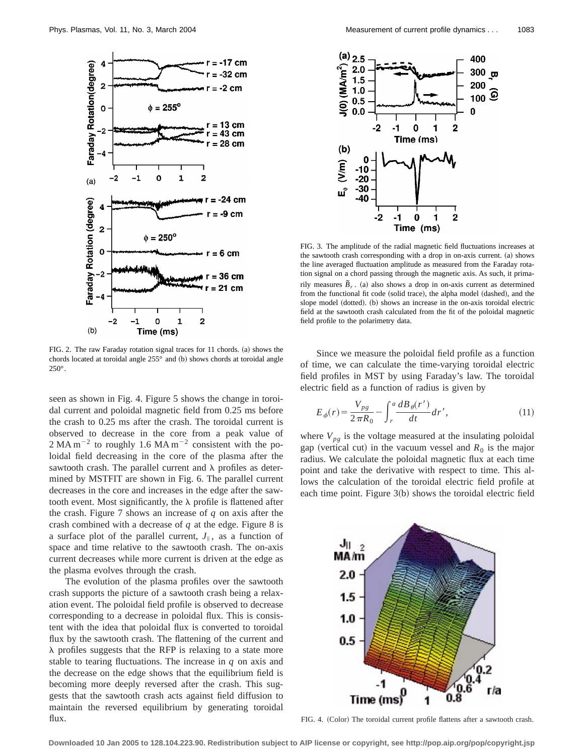FIG. 2. The raw Faraday rotation signal traces for 11 chords. (a) shows the chords located at toroidal angle 255° and (b) shows chords at toroidal angle 250°.

FIG. 3. The amplitude of the radial magnetic field fluctuations increases at the sawtooth crash corresponding with a drop in on-axis current. (a) shows the line averaged fluctuation amplitude as measured from the Faraday rotation signal on a chord passing through the magnetic axis. As such, it primarily measures $\tilde{B}_r$. (a) also shows a drop in on-axis current as determined from the functional fit code (solid trace), the alpha model (dashed), and the slope model (dotted). (b) shows an increase in the on-axis toroidal electric field at the sawtooth crash calculated from the fit of the poloidal magnetic field profile to the polarimetry data.

seen as shown in Fig. 4. Figure 5 shows the change in toroidal current and poloidal magnetic field from 0.25 ms before the crash to 0.25 ms after the crash. The toroidal current is observed to decrease in the core from a peak value of $2\ \mathrm{MA\,m^{-2}}$ to roughly $1.6\ \mathrm{MA\,m^{-2}}$ consistent with the poloidal field decreasing in the core of the plasma after the sawtooth crash. The parallel current and $\lambda$ profiles as determined by MSTFIT are shown in Fig. 6. The parallel current decreases in the core and increases in the edge after the sawtooth event. Most significantly, the $\lambda$ profile is flattened after the crash. Figure 7 shows an increase of $q$ on axis after the crash combined with a decrease of $q$ at the edge. Figure 8 is a surface plot of the parallel current, $J_{\parallel}$, as a function of space and time relative to the sawtooth crash. The on-axis current decreases while more current is driven at the edge as the plasma evolves through the crash.

The evolution of the plasma profiles over the sawtooth crash supports the picture of a sawtooth crash being a relaxation event. The poloidal field profile is observed to decrease corresponding to a decrease in poloidal flux. This is consistent with the idea that poloidal flux is converted to toroidal flux by the sawtooth crash. The flattening of the current and $\lambda$ profiles suggests that the RFP is relaxing to a state more stable to tearing fluctuations. The increase in $q$ on axis and the decrease on the edge shows that the equilibrium field is becoming more deeply reversed after the crash. This suggests that the sawtooth crash acts against field diffusion to maintain the reversed equilibrium by generating toroidal flux.

Since we measure the poloidal field profile as a function of time, we can calculate the time-varying toroidal electric field profiles in MST by using Faraday's law. The toroidal electric field as a function of radius is given by

$$E_{\phi}(r)=\frac{V_{pg}}{2\pi R_0}-\int_r^a \frac{dB_{\theta}(r')}{dt}dr', \tag{11}$$

where $V_{pg}$ is the voltage measured at the insulating poloidal gap (vertical cut) in the vacuum vessel and $R_0$ is the major radius. We calculate the poloidal magnetic flux at each time point and take the derivative with respect to time. This allows the calculation of the toroidal electric field profile at each time point. Figure 3(b) shows the toroidal electric field

FIG. 4. (Color) The toroidal current profile flattens after a sawtooth crash.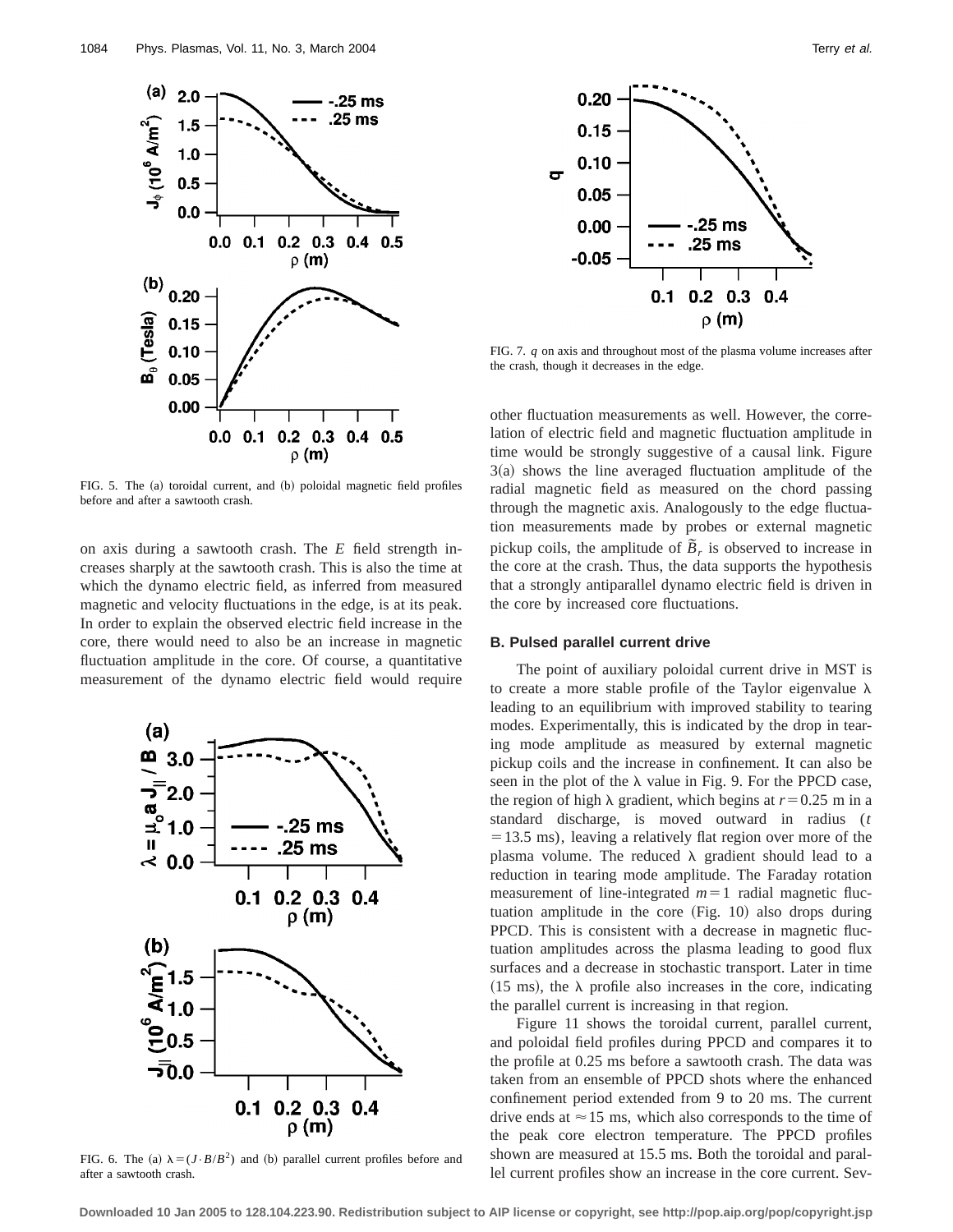FIG. 5. The (a) toroidal current, and (b) poloidal magnetic field profiles before and after a sawtooth crash.

on axis during a sawtooth crash. The $E$ field strength increases sharply at the sawtooth crash. This is also the time at which the dynamo electric field, as inferred from measured magnetic and velocity fluctuations in the edge, is at its peak. In order to explain the observed electric field increase in the core, there would need to also be an increase in magnetic fluctuation amplitude in the core. Of course, a quantitative measurement of the dynamo electric field would require

FIG. 6. The (a) $\lambda = (J \cdot B/B^2)$ and (b) parallel current profiles before and after a sawtooth crash.

FIG. 7. $q$ on axis and throughout most of the plasma volume increases after the crash, though it decreases in the edge.

other fluctuation measurements as well. However, the correlation of electric field and magnetic fluctuation amplitude in time would be strongly suggestive of a causal link. Figure 3(a) shows the line averaged fluctuation amplitude of the radial magnetic field as measured on the chord passing through the magnetic axis. Analogously to the edge fluctuation measurements made by probes or external magnetic pickup coils, the amplitude of $\tilde{B}_r$ is observed to increase in the core at the crash. Thus, the data supports the hypothesis that a strongly antiparallel dynamo electric field is driven in the core by increased core fluctuations.

### B. Pulsed parallel current drive

The point of auxiliary poloidal current drive in MST is to create a more stable profile of the Taylor eigenvalue $\lambda$ leading to an equilibrium with improved stability to tearing modes. Experimentally, this is indicated by the drop in tearing mode amplitude as measured by external magnetic pickup coils and the increase in confinement. It can also be seen in the plot of the $\lambda$ value in Fig. 9. For the PPCD case, the region of high $\lambda$ gradient, which begins at $r = 0.25$ m in a standard discharge, is moved outward in radius ($t = 13.5$ ms), leaving a relatively flat region over more of the plasma volume. The reduced $\lambda$ gradient should lead to a reduction in tearing mode amplitude. The Faraday rotation measurement of line-integrated $m = 1$ radial magnetic fluctuation amplitude in the core (Fig. 10) also drops during PPCD. This is consistent with a decrease in magnetic fluctuation amplitudes across the plasma leading to good flux surfaces and a decrease in stochastic transport. Later in time (15 ms), the $\lambda$ profile also increases in the core, indicating the parallel current is increasing in that region.

Figure 11 shows the toroidal current, parallel current, and poloidal field profiles during PPCD and compares it to the profile at 0.25 ms before a sawtooth crash. The data was taken from an ensemble of PPCD shots where the enhanced confinement period extended from 9 to 20 ms. The current drive ends at $\approx 15$ ms, which also corresponds to the time of the peak core electron temperature. The PPCD profiles shown are measured at 15.5 ms. Both the toroidal and parallel current profiles show an increase in the core current. Sev-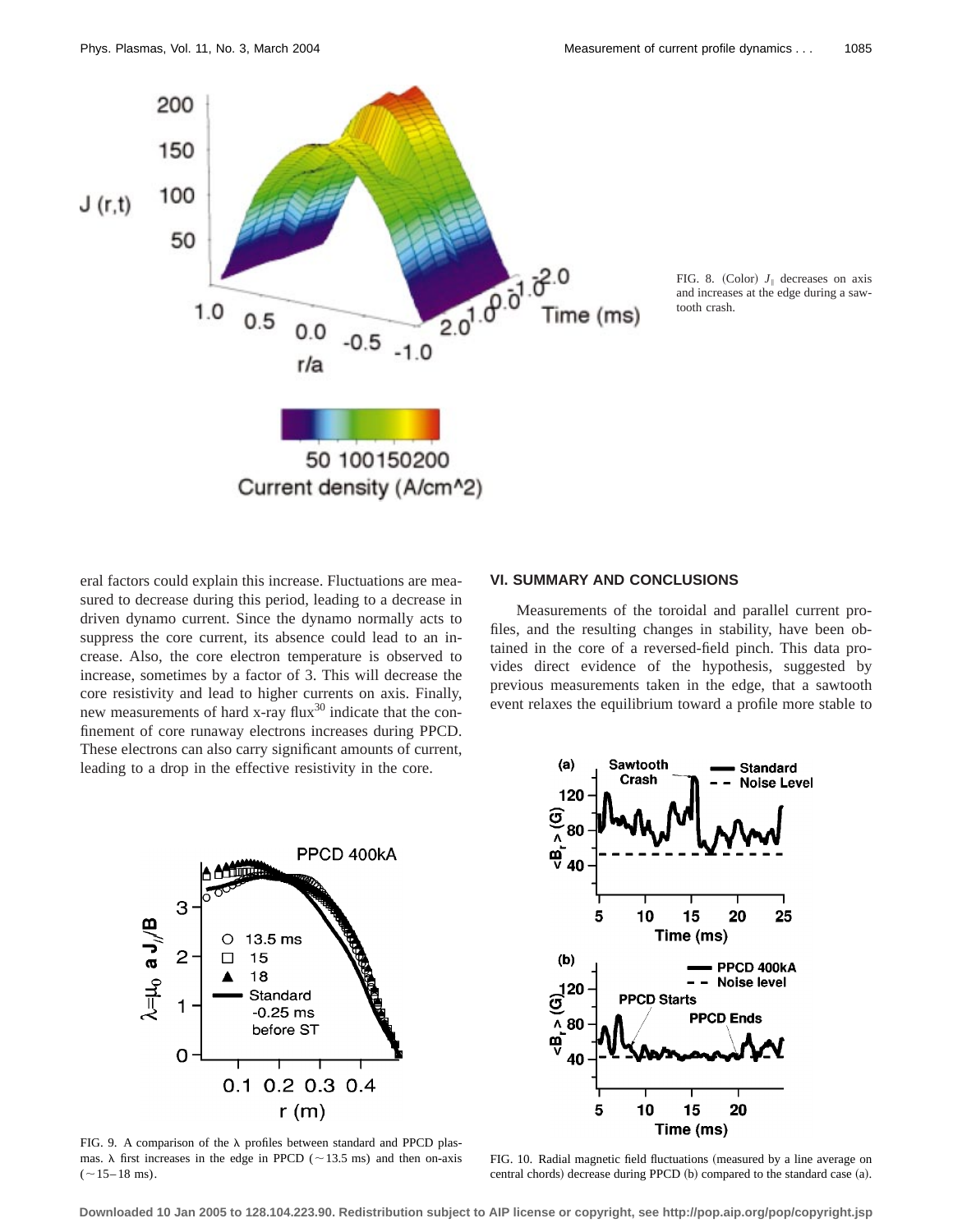FIG. 8. (Color) $J_{\parallel}$ decreases on axis and increases at the edge during a sawtooth crash.

eral factors could explain this increase. Fluctuations are measured to decrease during this period, leading to a decrease in driven dynamo current. Since the dynamo normally acts to suppress the core current, its absence could lead to an increase. Also, the core electron temperature is observed to increase, sometimes by a factor of 3. This will decrease the core resistivity and lead to higher currents on axis. Finally, new measurements of hard x-ray flux[30] indicate that the confinement of core runaway electrons increases during PPCD. These electrons can also carry significant amounts of current, leading to a drop in the effective resistivity in the core.

FIG. 9. A comparison of the $\lambda$ profiles between standard and PPCD plasmas. $\lambda$ first increases in the edge in PPCD ($\sim$13.5 ms) and then on-axis ($\sim$15–18 ms).

## VI. SUMMARY AND CONCLUSIONS

Measurements of the toroidal and parallel current profiles, and the resulting changes in stability, have been obtained in the core of a reversed-field pinch. This data provides direct evidence of the hypothesis, suggested by previous measurements taken in the edge, that a sawtooth event relaxes the equilibrium toward a profile more stable to

FIG. 10. Radial magnetic field fluctuations (measured by a line average on central chords) decrease during PPCD (b) compared to the standard case (a).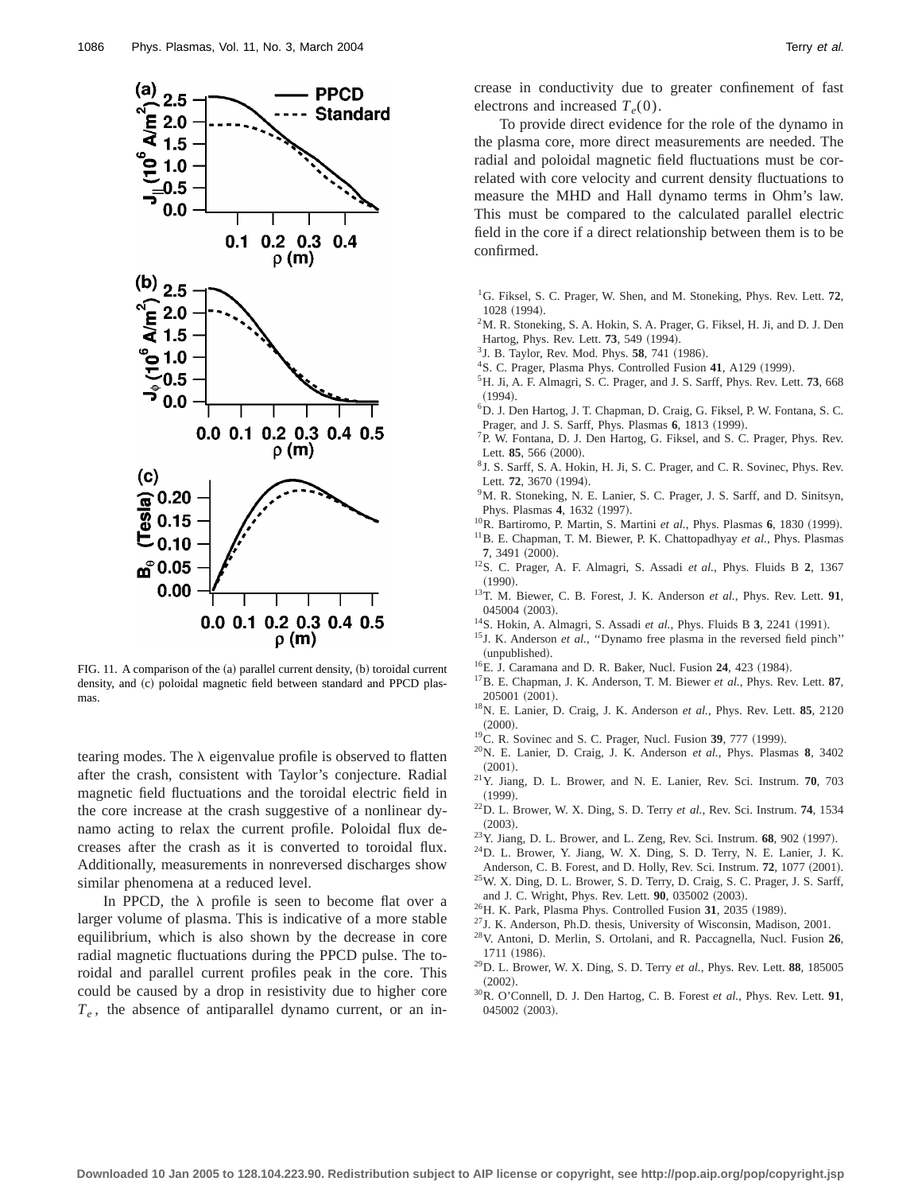(a)

PPCD

Standard

$J_{\|}$ ($10^6$ A/m$^2$)

2.5
2.0
1.5
1.0
0.5
0.0

0.1 0.2 0.3 0.4

ρ (m)

(b)

$J_{\phi}$ ($10^6$ A/m$^2$)

2.5
2.0
1.5
1.0
0.5
0.0

0.0 0.1 0.2 0.3 0.4 0.5

ρ (m)

(c)

$B_{\theta}$ (Tesla)

0.20
0.15
0.10
0.05
0.00

0.0 0.1 0.2 0.3 0.4 0.5

ρ (m)

FIG. 11. A comparison of the (a) parallel current density, (b) toroidal current density, and (c) poloidal magnetic field between standard and PPCD plasmas.

tearing modes. The λ eigenvalue profile is observed to flatten after the crash, consistent with Taylor's conjecture. Radial magnetic field fluctuations and the toroidal electric field in the core increase at the crash suggestive of a nonlinear dynamo acting to relax the current profile. Poloidal flux decreases after the crash as it is converted to toroidal flux. Additionally, measurements in nonreversed discharges show similar phenomena at a reduced level.

In PPCD, the λ profile is seen to become flat over a larger volume of plasma. This is indicative of a more stable equilibrium, which is also shown by the decrease in core radial magnetic fluctuations during the PPCD pulse. The toroidal and parallel current profiles peak in the core. This could be caused by a drop in resistivity due to higher core $T_e$, the absence of antiparallel dynamo current, or an increase in conductivity due to greater confinement of fast electrons and increased $T_e(0)$.

To provide direct evidence for the role of the dynamo in the plasma core, more direct measurements are needed. The radial and poloidal magnetic field fluctuations must be correlated with core velocity and current density fluctuations to measure the MHD and Hall dynamo terms in Ohm's law. This must be compared to the calculated parallel electric field in the core if a direct relationship between them is to be confirmed.

[1] G. Fiksel, S. C. Prager, W. Shen, and M. Stoneking, Phys. Rev. Lett. **72**, 1028 (1994).

[2] M. R. Stoneking, S. A. Hokin, S. A. Prager, G. Fiksel, H. Ji, and D. J. Den Hartog, Phys. Rev. Lett. **73**, 549 (1994).

[3] J. B. Taylor, Rev. Mod. Phys. **58**, 741 (1986).

[4] S. C. Prager, Plasma Phys. Controlled Fusion **41**, A129 (1999).

[5] H. Ji, A. F. Almagri, S. C. Prager, and J. S. Sarff, Phys. Rev. Lett. **73**, 668 (1994).

[6] D. J. Den Hartog, J. T. Chapman, D. Craig, G. Fiksel, P. W. Fontana, S. C. Prager, and J. S. Sarff, Phys. Plasmas **6**, 1813 (1999).

[7] P. W. Fontana, D. J. Den Hartog, G. Fiksel, and S. C. Prager, Phys. Rev. Lett. **85**, 566 (2000).

[8] J. S. Sarff, S. A. Hokin, H. Ji, S. C. Prager, and C. R. Sovinec, Phys. Rev. Lett. **72**, 3670 (1994).

[9] M. R. Stoneking, N. E. Lanier, S. C. Prager, J. S. Sarff, and D. Sinitsyn, Phys. Plasmas **4**, 1632 (1997).

[10] R. Bartiromo, P. Martin, S. Martini *et al.*, Phys. Plasmas **6**, 1830 (1999).

[11] B. E. Chapman, T. M. Biewer, P. K. Chattopadhyay *et al.*, Phys. Plasmas **7**, 3491 (2000).

[12] S. C. Prager, A. F. Almagri, S. Assadi *et al.*, Phys. Fluids B **2**, 1367 (1990).

[13] T. M. Biewer, C. B. Forest, J. K. Anderson *et al.*, Phys. Rev. Lett. **91**, 045004 (2003).

[14] S. Hokin, A. Almagri, S. Assadi *et al.*, Phys. Fluids B **3**, 2241 (1991).

[15] J. K. Anderson *et al.*, "Dynamo free plasma in the reversed field pinch" (unpublished).

[16] E. J. Caramana and D. R. Baker, Nucl. Fusion **24**, 423 (1984).

[17] B. E. Chapman, J. K. Anderson, T. M. Biewer *et al.*, Phys. Rev. Lett. **87**, 205001 (2001).

[18] N. E. Lanier, D. Craig, J. K. Anderson *et al.*, Phys. Rev. Lett. **85**, 2120 (2000).

[19] C. R. Sovinec and S. C. Prager, Nucl. Fusion **39**, 777 (1999).

[20] N. E. Lanier, D. Craig, J. K. Anderson *et al.*, Phys. Plasmas **8**, 3402 (2001).

[21] Y. Jiang, D. L. Brower, and N. E. Lanier, Rev. Sci. Instrum. **70**, 703 (1999).

[22] D. L. Brower, W. X. Ding, S. D. Terry *et al.*, Rev. Sci. Instrum. **74**, 1534 (2003).

[23] Y. Jiang, D. L. Brower, and L. Zeng, Rev. Sci. Instrum. **68**, 902 (1997).

[24] D. L. Brower, Y. Jiang, W. X. Ding, S. D. Terry, N. E. Lanier, J. K. Anderson, C. B. Forest, and D. Holly, Rev. Sci. Instrum. **72**, 1077 (2001).

[25] W. X. Ding, D. L. Brower, S. D. Terry, D. Craig, S. C. Prager, J. S. Sarff, and J. C. Wright, Phys. Rev. Lett. **90**, 035002 (2003).

[26] H. K. Park, Plasma Phys. Controlled Fusion **31**, 2035 (1989).

[27] J. K. Anderson, Ph.D. thesis, University of Wisconsin, Madison, 2001.

[28] V. Antoni, D. Merlin, S. Ortolani, and R. Paccagnella, Nucl. Fusion **26**, 1711 (1986).

[29] D. L. Brower, W. X. Ding, S. D. Terry *et al.*, Phys. Rev. Lett. **88**, 185005 (2002).

[30] R. O'Connell, D. J. Den Hartog, C. B. Forest *et al.*, Phys. Rev. Lett. **91**, 045002 (2003).